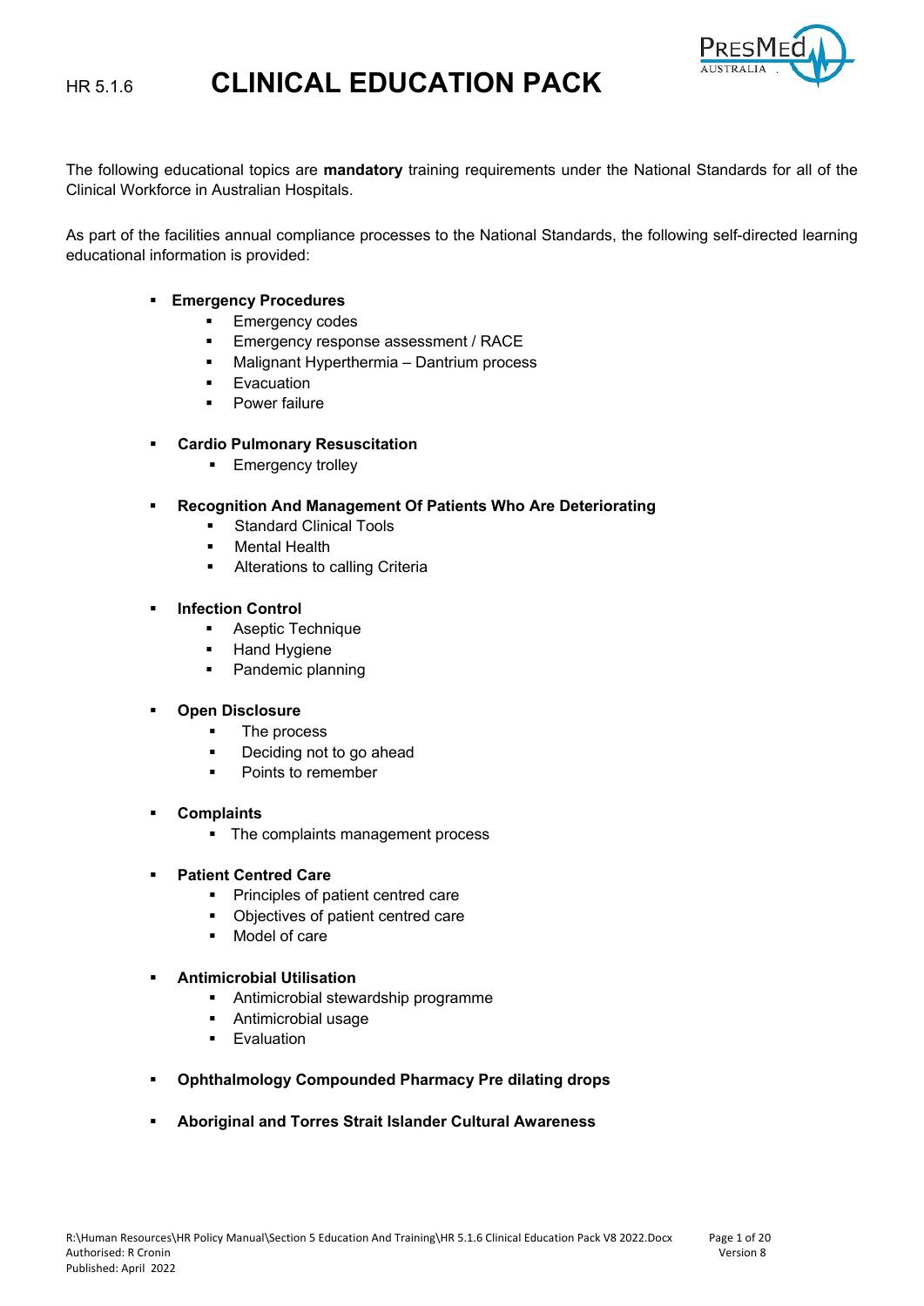HR 5.1.6

# CLINICAL EDUCATION PACK

The following educational topics are **mandatory** training requirements under the National Standards for all of the Clinical Workforce in Australian Hospitals.

As part of the facilities annual compliance processes to the National Standards, the following self-directed learning educational information is provided:

- **Emergency Procedures**
  - Emergency codes
  - Emergency response assessment / RACE
  - Malignant Hyperthermia – Dantrium process
  - Evacuation
  - Power failure
- **Cardio Pulmonary Resuscitation**
  - Emergency trolley
- **Recognition And Management Of Patients Who Are Deteriorating**
  - Standard Clinical Tools
  - Mental Health
  - Alterations to calling Criteria
- **Infection Control**
  - Aseptic Technique
  - Hand Hygiene
  - Pandemic planning
- **Open Disclosure**
  - The process
  - Deciding not to go ahead
  - Points to remember
- **Complaints**
  - The complaints management process
- **Patient Centred Care**
  - Principles of patient centred care
  - Objectives of patient centred care
  - Model of care
- **Antimicrobial Utilisation**
  - Antimicrobial stewardship programme
  - Antimicrobial usage
  - Evaluation
- **Ophthalmology Compounded Pharmacy Pre dilating drops**
- **Aboriginal and Torres Strait Islander Cultural Awareness**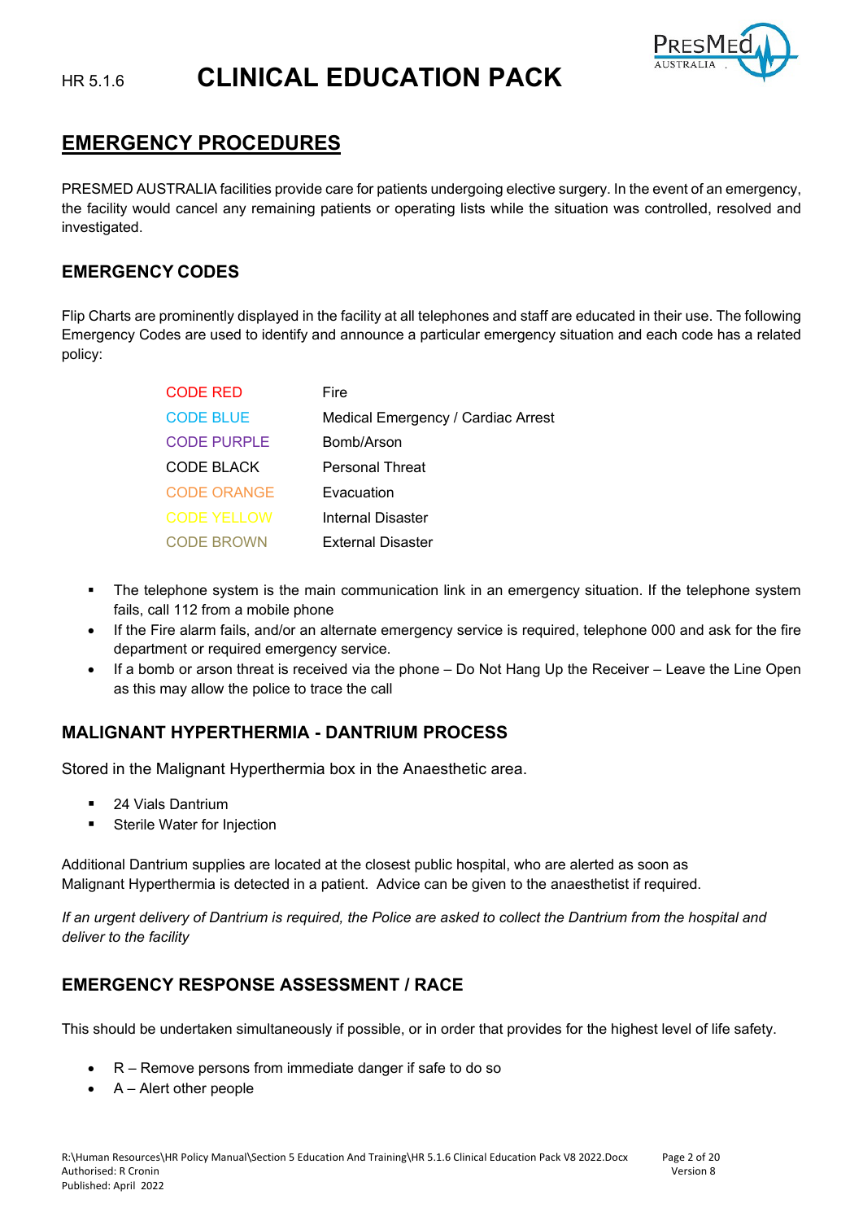# EMERGENCY PROCEDURES

PRESMED AUSTRALIA facilities provide care for patients undergoing elective surgery. In the event of an emergency, the facility would cancel any remaining patients or operating lists while the situation was controlled, resolved and investigated.

## EMERGENCY CODES

Flip Charts are prominently displayed in the facility at all telephones and staff are educated in their use. The following Emergency Codes are used to identify and announce a particular emergency situation and each code has a related policy:

| | |
|---|---|
| CODE RED | Fire |
| CODE BLUE | Medical Emergency / Cardiac Arrest |
| CODE PURPLE | Bomb/Arson |
| CODE BLACK | Personal Threat |
| CODE ORANGE | Evacuation |
| CODE YELLOW | Internal Disaster |
| CODE BROWN | External Disaster |

- The telephone system is the main communication link in an emergency situation. If the telephone system fails, call 112 from a mobile phone
- If the Fire alarm fails, and/or an alternate emergency service is required, telephone 000 and ask for the fire department or required emergency service.
- If a bomb or arson threat is received via the phone – Do Not Hang Up the Receiver – Leave the Line Open as this may allow the police to trace the call

## MALIGNANT HYPERTHERMIA - DANTRIUM PROCESS

Stored in the Malignant Hyperthermia box in the Anaesthetic area.

- 24 Vials Dantrium
- Sterile Water for Injection

Additional Dantrium supplies are located at the closest public hospital, who are alerted as soon as Malignant Hyperthermia is detected in a patient. Advice can be given to the anaesthetist if required.

*If an urgent delivery of Dantrium is required, the Police are asked to collect the Dantrium from the hospital and deliver to the facility*

## EMERGENCY RESPONSE ASSESSMENT / RACE

This should be undertaken simultaneously if possible, or in order that provides for the highest level of life safety.

- R – Remove persons from immediate danger if safe to do so
- A – Alert other people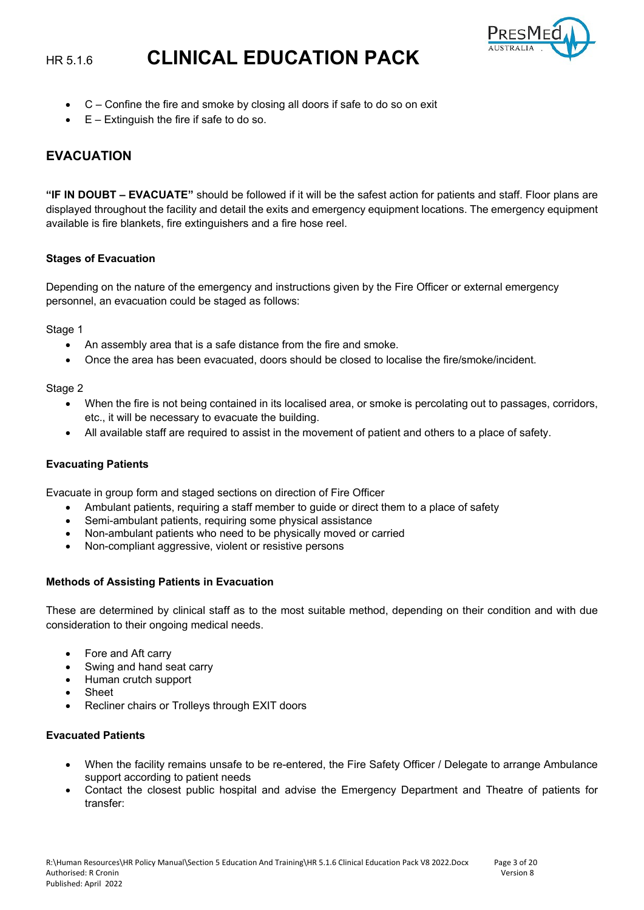- C – Confine the fire and smoke by closing all doors if safe to do so on exit
- E – Extinguish the fire if safe to do so.

## EVACUATION

**"IF IN DOUBT – EVACUATE"** should be followed if it will be the safest action for patients and staff. Floor plans are displayed throughout the facility and detail the exits and emergency equipment locations. The emergency equipment available is fire blankets, fire extinguishers and a fire hose reel.

### Stages of Evacuation

Depending on the nature of the emergency and instructions given by the Fire Officer or external emergency personnel, an evacuation could be staged as follows:

Stage 1

- An assembly area that is a safe distance from the fire and smoke.
- Once the area has been evacuated, doors should be closed to localise the fire/smoke/incident.

Stage 2

- When the fire is not being contained in its localised area, or smoke is percolating out to passages, corridors, etc., it will be necessary to evacuate the building.
- All available staff are required to assist in the movement of patient and others to a place of safety.

### Evacuating Patients

Evacuate in group form and staged sections on direction of Fire Officer

- Ambulant patients, requiring a staff member to guide or direct them to a place of safety
- Semi-ambulant patients, requiring some physical assistance
- Non-ambulant patients who need to be physically moved or carried
- Non-compliant aggressive, violent or resistive persons

### Methods of Assisting Patients in Evacuation

These are determined by clinical staff as to the most suitable method, depending on their condition and with due consideration to their ongoing medical needs.

- Fore and Aft carry
- Swing and hand seat carry
- Human crutch support
- Sheet
- Recliner chairs or Trolleys through EXIT doors

### Evacuated Patients

- When the facility remains unsafe to be re-entered, the Fire Safety Officer / Delegate to arrange Ambulance support according to patient needs
- Contact the closest public hospital and advise the Emergency Department and Theatre of patients for transfer: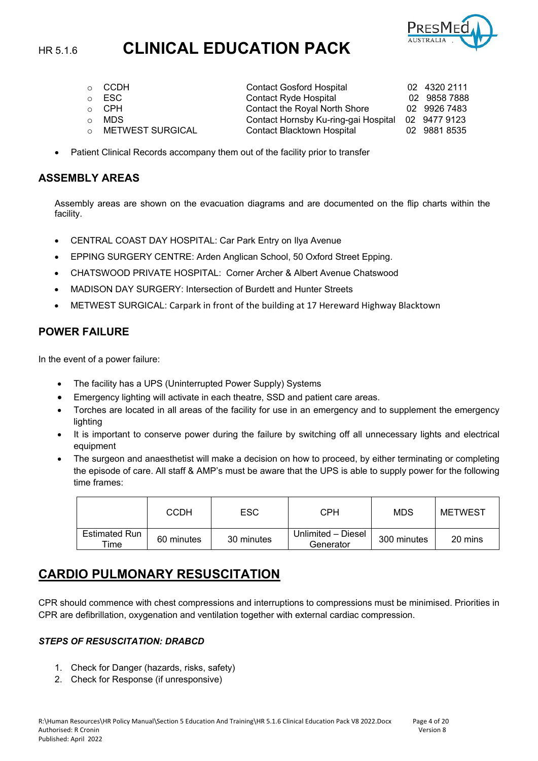- CCDH — Contact Gosford Hospital — 02 4320 2111
- ESC — Contact Ryde Hospital — 02 9858 7888
- CPH — Contact the Royal North Shore — 02 9926 7483
- MDS — Contact Hornsby Ku-ring-gai Hospital — 02 9477 9123
- METWEST SURGICAL — Contact Blacktown Hospital — 02 9881 8535

- Patient Clinical Records accompany them out of the facility prior to transfer

## ASSEMBLY AREAS

Assembly areas are shown on the evacuation diagrams and are documented on the flip charts within the facility.

- CENTRAL COAST DAY HOSPITAL: Car Park Entry on Ilya Avenue
- EPPING SURGERY CENTRE: Arden Anglican School, 50 Oxford Street Epping.
- CHATSWOOD PRIVATE HOSPITAL: Corner Archer & Albert Avenue Chatswood
- MADISON DAY SURGERY: Intersection of Burdett and Hunter Streets
- METWEST SURGICAL: Carpark in front of the building at 17 Hereward Highway Blacktown

## POWER FAILURE

In the event of a power failure:

- The facility has a UPS (Uninterrupted Power Supply) Systems
- Emergency lighting will activate in each theatre, SSD and patient care areas.
- Torches are located in all areas of the facility for use in an emergency and to supplement the emergency lighting
- It is important to conserve power during the failure by switching off all unnecessary lights and electrical equipment
- The surgeon and anaesthetist will make a decision on how to proceed, by either terminating or completing the episode of care. All staff & AMP's must be aware that the UPS is able to supply power for the following time frames:

| | CCDH | ESC | CPH | MDS | METWEST |
|---|---|---|---|---|---|
| Estimated Run Time | 60 minutes | 30 minutes | Unlimited – Diesel Generator | 300 minutes | 20 mins |

# CARDIO PULMONARY RESUSCITATION

CPR should commence with chest compressions and interruptions to compressions must be minimised. Priorities in CPR are defibrillation, oxygenation and ventilation together with external cardiac compression.

### *STEPS OF RESUSCITATION: DRABCD*

1. Check for Danger (hazards, risks, safety)
2. Check for Response (if unresponsive)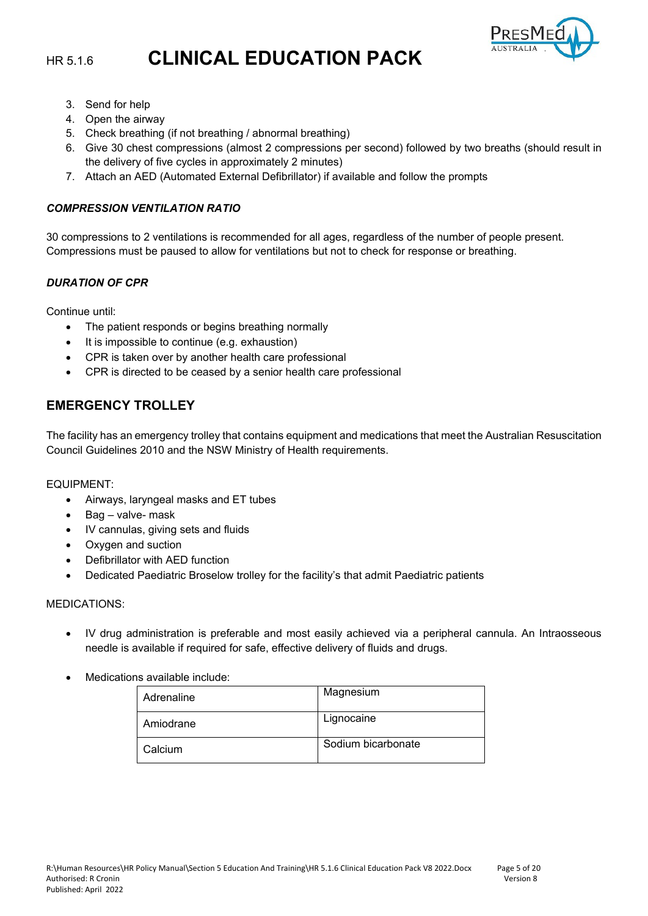3. Send for help
4. Open the airway
5. Check breathing (if not breathing / abnormal breathing)
6. Give 30 chest compressions (almost 2 compressions per second) followed by two breaths (should result in the delivery of five cycles in approximately 2 minutes)
7. Attach an AED (Automated External Defibrillator) if available and follow the prompts

***COMPRESSION VENTILATION RATIO***

30 compressions to 2 ventilations is recommended for all ages, regardless of the number of people present. Compressions must be paused to allow for ventilations but not to check for response or breathing.

***DURATION OF CPR***

Continue until:

- The patient responds or begins breathing normally
- It is impossible to continue (e.g. exhaustion)
- CPR is taken over by another health care professional
- CPR is directed to be ceased by a senior health care professional

## EMERGENCY TROLLEY

The facility has an emergency trolley that contains equipment and medications that meet the Australian Resuscitation Council Guidelines 2010 and the NSW Ministry of Health requirements.

EQUIPMENT:

- Airways, laryngeal masks and ET tubes
- Bag – valve- mask
- IV cannulas, giving sets and fluids
- Oxygen and suction
- Defibrillator with AED function
- Dedicated Paediatric Broselow trolley for the facility's that admit Paediatric patients

MEDICATIONS:

- IV drug administration is preferable and most easily achieved via a peripheral cannula. An Intraosseous needle is available if required for safe, effective delivery of fluids and drugs.
- Medications available include:

| | |
|---|---|
| Adrenaline | Magnesium |
| Amiodrane | Lignocaine |
| Calcium | Sodium bicarbonate |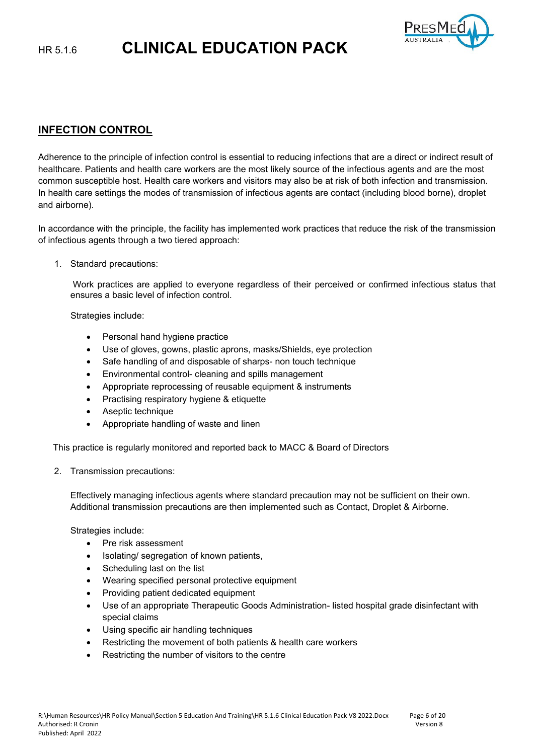## INFECTION CONTROL

Adherence to the principle of infection control is essential to reducing infections that are a direct or indirect result of healthcare. Patients and health care workers are the most likely source of the infectious agents and are the most common susceptible host. Health care workers and visitors may also be at risk of both infection and transmission. In health care settings the modes of transmission of infectious agents are contact (including blood borne), droplet and airborne).

In accordance with the principle, the facility has implemented work practices that reduce the risk of the transmission of infectious agents through a two tiered approach:

1. Standard precautions:

   Work practices are applied to everyone regardless of their perceived or confirmed infectious status that ensures a basic level of infection control.

   Strategies include:

   - Personal hand hygiene practice
   - Use of gloves, gowns, plastic aprons, masks/Shields, eye protection
   - Safe handling of and disposable of sharps- non touch technique
   - Environmental control- cleaning and spills management
   - Appropriate reprocessing of reusable equipment & instruments
   - Practising respiratory hygiene & etiquette
   - Aseptic technique
   - Appropriate handling of waste and linen

This practice is regularly monitored and reported back to MACC & Board of Directors

2. Transmission precautions:

   Effectively managing infectious agents where standard precaution may not be sufficient on their own. Additional transmission precautions are then implemented such as Contact, Droplet & Airborne.

   Strategies include:

   - Pre risk assessment
   - Isolating/ segregation of known patients,
   - Scheduling last on the list
   - Wearing specified personal protective equipment
   - Providing patient dedicated equipment
   - Use of an appropriate Therapeutic Goods Administration- listed hospital grade disinfectant with special claims
   - Using specific air handling techniques
   - Restricting the movement of both patients & health care workers
   - Restricting the number of visitors to the centre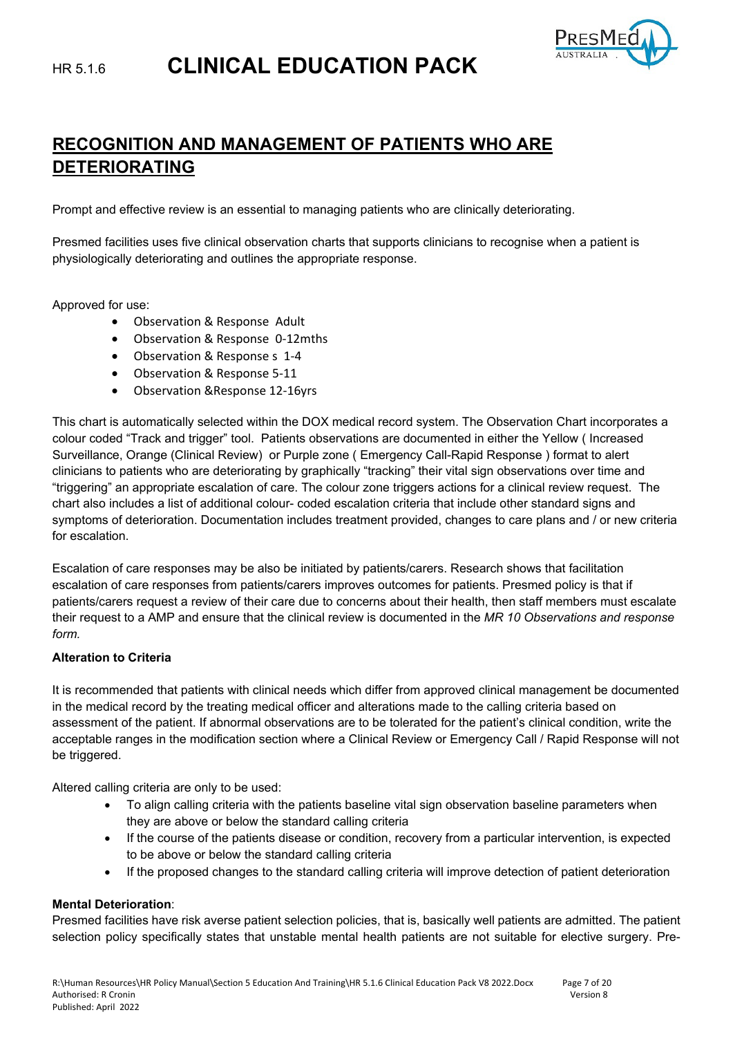## RECOGNITION AND MANAGEMENT OF PATIENTS WHO ARE DETERIORATING

Prompt and effective review is an essential to managing patients who are clinically deteriorating.

Presmed facilities uses five clinical observation charts that supports clinicians to recognise when a patient is physiologically deteriorating and outlines the appropriate response.

Approved for use:

- Observation & Response Adult
- Observation & Response 0-12mths
- Observation & Response s 1-4
- Observation & Response 5-11
- Observation &Response 12-16yrs

This chart is automatically selected within the DOX medical record system. The Observation Chart incorporates a colour coded "Track and trigger" tool. Patients observations are documented in either the Yellow ( Increased Surveillance, Orange (Clinical Review) or Purple zone ( Emergency Call-Rapid Response ) format to alert clinicians to patients who are deteriorating by graphically "tracking" their vital sign observations over time and "triggering" an appropriate escalation of care. The colour zone triggers actions for a clinical review request. The chart also includes a list of additional colour- coded escalation criteria that include other standard signs and symptoms of deterioration. Documentation includes treatment provided, changes to care plans and / or new criteria for escalation.

Escalation of care responses may be also be initiated by patients/carers. Research shows that facilitation escalation of care responses from patients/carers improves outcomes for patients. Presmed policy is that if patients/carers request a review of their care due to concerns about their health, then staff members must escalate their request to a AMP and ensure that the clinical review is documented in the *MR 10 Observations and response form.*

**Alteration to Criteria**

It is recommended that patients with clinical needs which differ from approved clinical management be documented in the medical record by the treating medical officer and alterations made to the calling criteria based on assessment of the patient. If abnormal observations are to be tolerated for the patient's clinical condition, write the acceptable ranges in the modification section where a Clinical Review or Emergency Call / Rapid Response will not be triggered.

Altered calling criteria are only to be used:

- To align calling criteria with the patients baseline vital sign observation baseline parameters when they are above or below the standard calling criteria
- If the course of the patients disease or condition, recovery from a particular intervention, is expected to be above or below the standard calling criteria
- If the proposed changes to the standard calling criteria will improve detection of patient deterioration

**Mental Deterioration**:
Presmed facilities have risk averse patient selection policies, that is, basically well patients are admitted. The patient selection policy specifically states that unstable mental health patients are not suitable for elective surgery. Pre-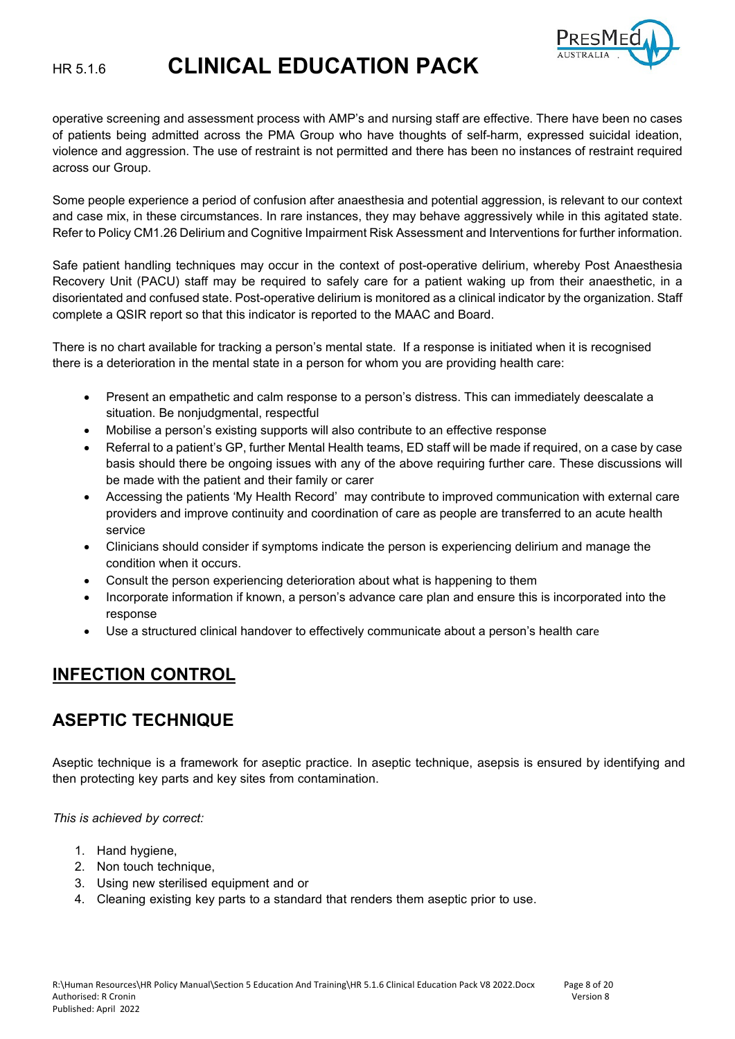operative screening and assessment process with AMP's and nursing staff are effective. There have been no cases of patients being admitted across the PMA Group who have thoughts of self-harm, expressed suicidal ideation, violence and aggression. The use of restraint is not permitted and there has been no instances of restraint required across our Group.

Some people experience a period of confusion after anaesthesia and potential aggression, is relevant to our context and case mix, in these circumstances. In rare instances, they may behave aggressively while in this agitated state. Refer to Policy CM1.26 Delirium and Cognitive Impairment Risk Assessment and Interventions for further information.

Safe patient handling techniques may occur in the context of post-operative delirium, whereby Post Anaesthesia Recovery Unit (PACU) staff may be required to safely care for a patient waking up from their anaesthetic, in a disorientated and confused state. Post-operative delirium is monitored as a clinical indicator by the organization. Staff complete a QSIR report so that this indicator is reported to the MAAC and Board.

There is no chart available for tracking a person's mental state. If a response is initiated when it is recognised there is a deterioration in the mental state in a person for whom you are providing health care:

- Present an empathetic and calm response to a person's distress. This can immediately deescalate a situation. Be nonjudgmental, respectful
- Mobilise a person's existing supports will also contribute to an effective response
- Referral to a patient's GP, further Mental Health teams, ED staff will be made if required, on a case by case basis should there be ongoing issues with any of the above requiring further care. These discussions will be made with the patient and their family or carer
- Accessing the patients 'My Health Record' may contribute to improved communication with external care providers and improve continuity and coordination of care as people are transferred to an acute health service
- Clinicians should consider if symptoms indicate the person is experiencing delirium and manage the condition when it occurs.
- Consult the person experiencing deterioration about what is happening to them
- Incorporate information if known, a person's advance care plan and ensure this is incorporated into the response
- Use a structured clinical handover to effectively communicate about a person's health care

## INFECTION CONTROL

## ASEPTIC TECHNIQUE

Aseptic technique is a framework for aseptic practice. In aseptic technique, asepsis is ensured by identifying and then protecting key parts and key sites from contamination.

*This is achieved by correct:*

1. Hand hygiene,
2. Non touch technique,
3. Using new sterilised equipment and or
4. Cleaning existing key parts to a standard that renders them aseptic prior to use.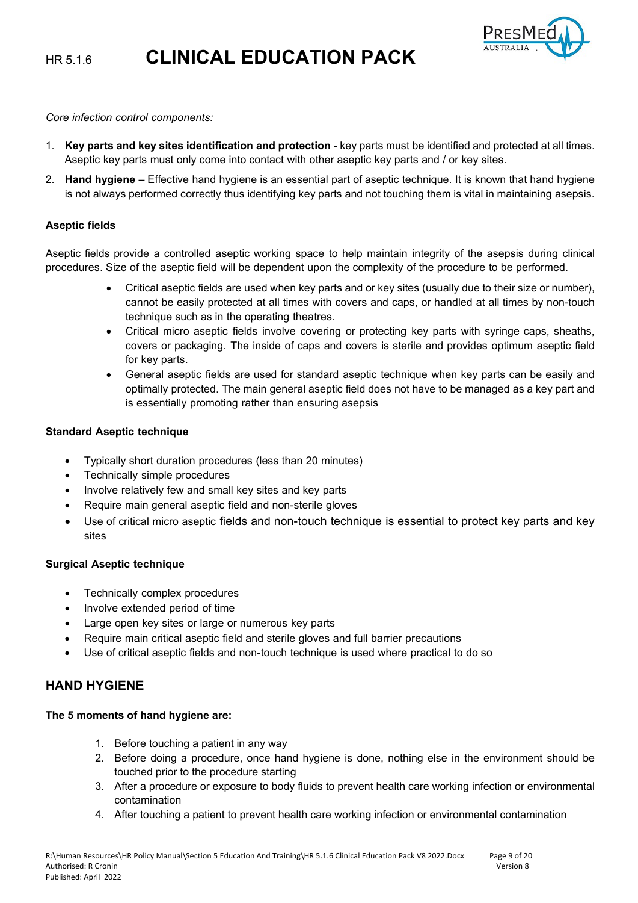*Core infection control components:*

1. **Key parts and key sites identification and protection** - key parts must be identified and protected at all times. Aseptic key parts must only come into contact with other aseptic key parts and / or key sites.
2. **Hand hygiene** – Effective hand hygiene is an essential part of aseptic technique. It is known that hand hygiene is not always performed correctly thus identifying key parts and not touching them is vital in maintaining asepsis.

**Aseptic fields**

Aseptic fields provide a controlled aseptic working space to help maintain integrity of the asepsis during clinical procedures. Size of the aseptic field will be dependent upon the complexity of the procedure to be performed.

- Critical aseptic fields are used when key parts and or key sites (usually due to their size or number), cannot be easily protected at all times with covers and caps, or handled at all times by non-touch technique such as in the operating theatres.
- Critical micro aseptic fields involve covering or protecting key parts with syringe caps, sheaths, covers or packaging. The inside of caps and covers is sterile and provides optimum aseptic field for key parts.
- General aseptic fields are used for standard aseptic technique when key parts can be easily and optimally protected. The main general aseptic field does not have to be managed as a key part and is essentially promoting rather than ensuring asepsis

**Standard Aseptic technique**

- Typically short duration procedures (less than 20 minutes)
- Technically simple procedures
- Involve relatively few and small key sites and key parts
- Require main general aseptic field and non-sterile gloves
- Use of critical micro aseptic fields and non-touch technique is essential to protect key parts and key sites

**Surgical Aseptic technique**

- Technically complex procedures
- Involve extended period of time
- Large open key sites or large or numerous key parts
- Require main critical aseptic field and sterile gloves and full barrier precautions
- Use of critical aseptic fields and non-touch technique is used where practical to do so

## HAND HYGIENE

**The 5 moments of hand hygiene are:**

1. Before touching a patient in any way
2. Before doing a procedure, once hand hygiene is done, nothing else in the environment should be touched prior to the procedure starting
3. After a procedure or exposure to body fluids to prevent health care working infection or environmental contamination
4. After touching a patient to prevent health care working infection or environmental contamination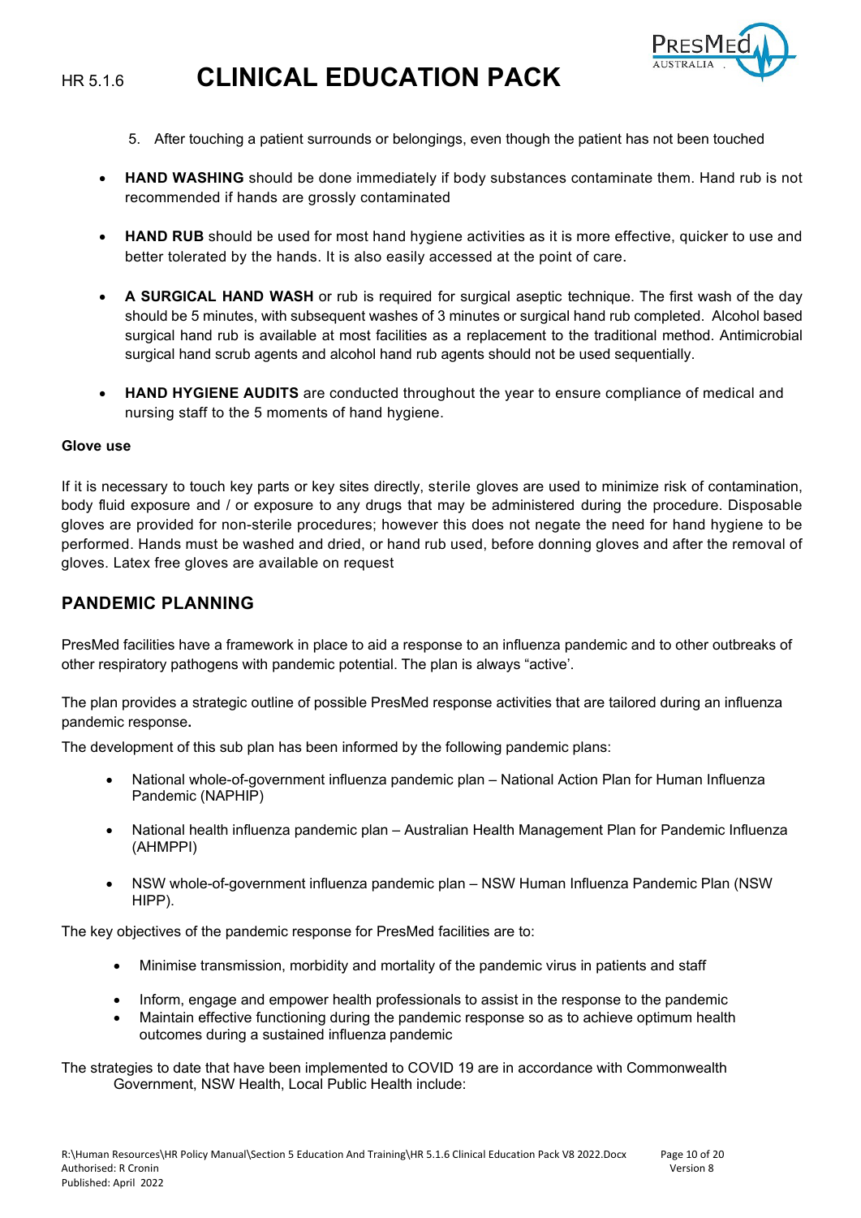5. After touching a patient surrounds or belongings, even though the patient has not been touched

- **HAND WASHING** should be done immediately if body substances contaminate them. Hand rub is not recommended if hands are grossly contaminated

- **HAND RUB** should be used for most hand hygiene activities as it is more effective, quicker to use and better tolerated by the hands. It is also easily accessed at the point of care.

- **A SURGICAL HAND WASH** or rub is required for surgical aseptic technique. The first wash of the day should be 5 minutes, with subsequent washes of 3 minutes or surgical hand rub completed. Alcohol based surgical hand rub is available at most facilities as a replacement to the traditional method. Antimicrobial surgical hand scrub agents and alcohol hand rub agents should not be used sequentially.

- **HAND HYGIENE AUDITS** are conducted throughout the year to ensure compliance of medical and nursing staff to the 5 moments of hand hygiene.

**Glove use**

If it is necessary to touch key parts or key sites directly, sterile gloves are used to minimize risk of contamination, body fluid exposure and / or exposure to any drugs that may be administered during the procedure. Disposable gloves are provided for non-sterile procedures; however this does not negate the need for hand hygiene to be performed. Hands must be washed and dried, or hand rub used, before donning gloves and after the removal of gloves. Latex free gloves are available on request

## PANDEMIC PLANNING

PresMed facilities have a framework in place to aid a response to an influenza pandemic and to other outbreaks of other respiratory pathogens with pandemic potential. The plan is always "active'.

The plan provides a strategic outline of possible PresMed response activities that are tailored during an influenza pandemic response**.**

The development of this sub plan has been informed by the following pandemic plans:

- National whole-of-government influenza pandemic plan – National Action Plan for Human Influenza Pandemic (NAPHIP)
- National health influenza pandemic plan – Australian Health Management Plan for Pandemic Influenza (AHMPPI)
- NSW whole-of-government influenza pandemic plan – NSW Human Influenza Pandemic Plan (NSW HIPP).

The key objectives of the pandemic response for PresMed facilities are to:

- Minimise transmission, morbidity and mortality of the pandemic virus in patients and staff
- Inform, engage and empower health professionals to assist in the response to the pandemic
- Maintain effective functioning during the pandemic response so as to achieve optimum health outcomes during a sustained influenza pandemic

The strategies to date that have been implemented to COVID 19 are in accordance with Commonwealth Government, NSW Health, Local Public Health include: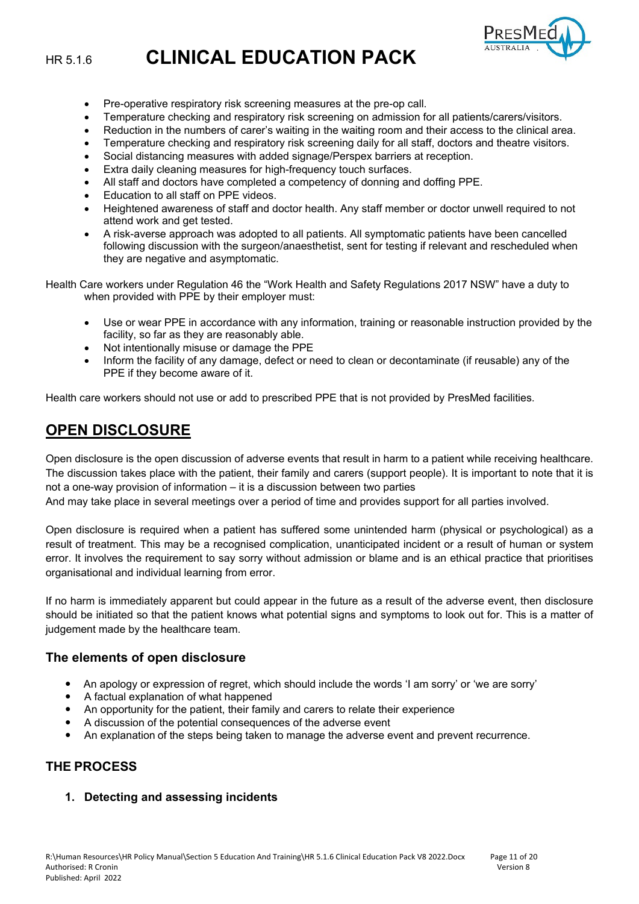- Pre-operative respiratory risk screening measures at the pre-op call.
- Temperature checking and respiratory risk screening on admission for all patients/carers/visitors.
- Reduction in the numbers of carer's waiting in the waiting room and their access to the clinical area.
- Temperature checking and respiratory risk screening daily for all staff, doctors and theatre visitors.
- Social distancing measures with added signage/Perspex barriers at reception.
- Extra daily cleaning measures for high-frequency touch surfaces.
- All staff and doctors have completed a competency of donning and doffing PPE.
- Education to all staff on PPE videos.
- Heightened awareness of staff and doctor health. Any staff member or doctor unwell required to not attend work and get tested.
- A risk-averse approach was adopted to all patients. All symptomatic patients have been cancelled following discussion with the surgeon/anaesthetist, sent for testing if relevant and rescheduled when they are negative and asymptomatic.

Health Care workers under Regulation 46 the "Work Health and Safety Regulations 2017 NSW" have a duty to when provided with PPE by their employer must:

- Use or wear PPE in accordance with any information, training or reasonable instruction provided by the facility, so far as they are reasonably able.
- Not intentionally misuse or damage the PPE
- Inform the facility of any damage, defect or need to clean or decontaminate (if reusable) any of the PPE if they become aware of it.

Health care workers should not use or add to prescribed PPE that is not provided by PresMed facilities.

## OPEN DISCLOSURE

Open disclosure is the open discussion of adverse events that result in harm to a patient while receiving healthcare. The discussion takes place with the patient, their family and carers (support people). It is important to note that it is not a one-way provision of information – it is a discussion between two parties
And may take place in several meetings over a period of time and provides support for all parties involved.

Open disclosure is required when a patient has suffered some unintended harm (physical or psychological) as a result of treatment. This may be a recognised complication, unanticipated incident or a result of human or system error. It involves the requirement to say sorry without admission or blame and is an ethical practice that prioritises organisational and individual learning from error.

If no harm is immediately apparent but could appear in the future as a result of the adverse event, then disclosure should be initiated so that the patient knows what potential signs and symptoms to look out for. This is a matter of judgement made by the healthcare team.

### The elements of open disclosure

- An apology or expression of regret, which should include the words 'I am sorry' or 'we are sorry'
- A factual explanation of what happened
- An opportunity for the patient, their family and carers to relate their experience
- A discussion of the potential consequences of the adverse event
- An explanation of the steps being taken to manage the adverse event and prevent recurrence.

### THE PROCESS

1. **Detecting and assessing incidents**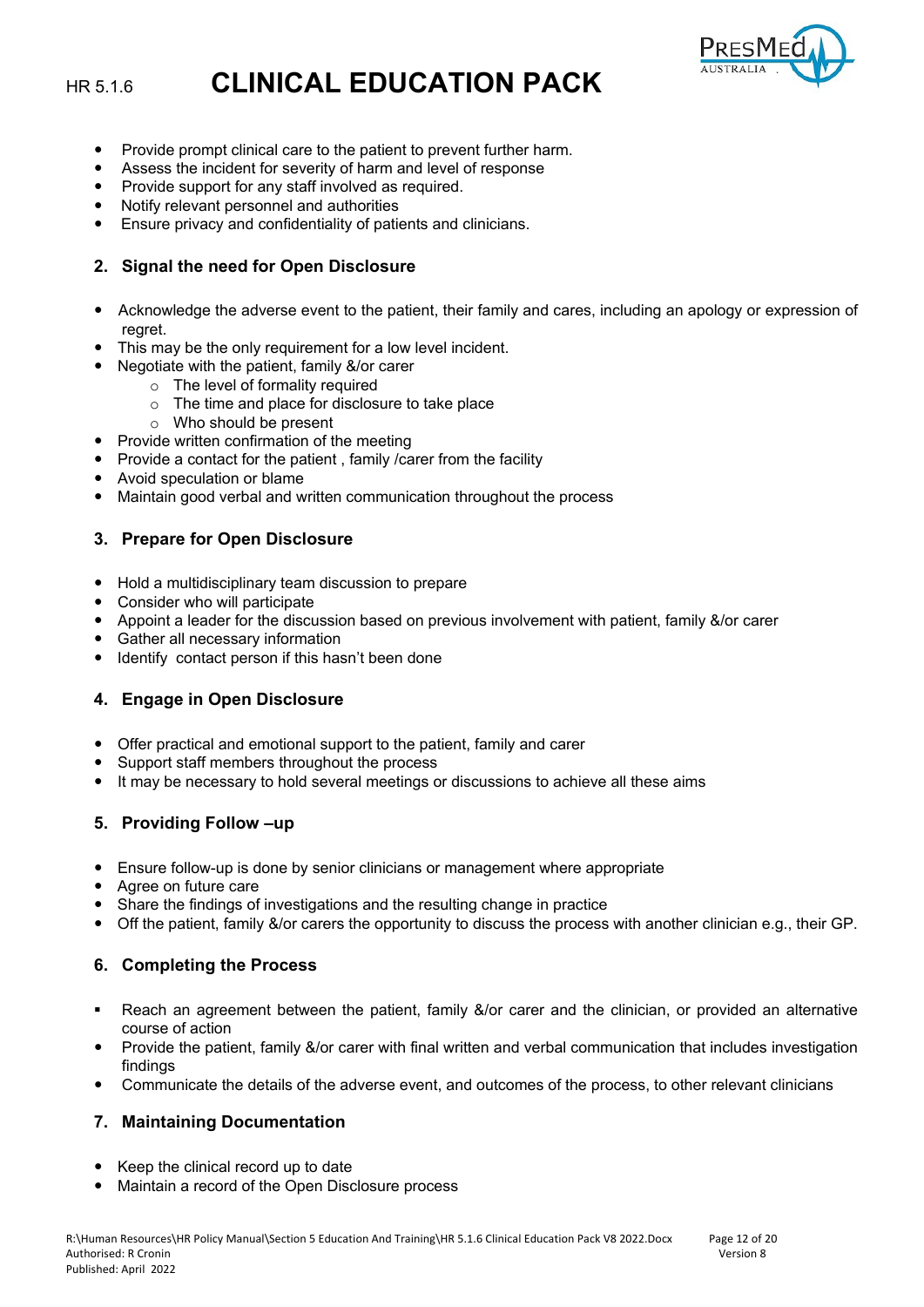- Provide prompt clinical care to the patient to prevent further harm.
- Assess the incident for severity of harm and level of response
- Provide support for any staff involved as required.
- Notify relevant personnel and authorities
- Ensure privacy and confidentiality of patients and clinicians.

## 2. Signal the need for Open Disclosure

- Acknowledge the adverse event to the patient, their family and cares, including an apology or expression of regret.
- This may be the only requirement for a low level incident.
- Negotiate with the patient, family &/or carer
    - The level of formality required
    - The time and place for disclosure to take place
    - Who should be present
- Provide written confirmation of the meeting
- Provide a contact for the patient , family /carer from the facility
- Avoid speculation or blame
- Maintain good verbal and written communication throughout the process

## 3. Prepare for Open Disclosure

- Hold a multidisciplinary team discussion to prepare
- Consider who will participate
- Appoint a leader for the discussion based on previous involvement with patient, family &/or carer
- Gather all necessary information
- Identify contact person if this hasn't been done

## 4. Engage in Open Disclosure

- Offer practical and emotional support to the patient, family and carer
- Support staff members throughout the process
- It may be necessary to hold several meetings or discussions to achieve all these aims

## 5. Providing Follow –up

- Ensure follow-up is done by senior clinicians or management where appropriate
- Agree on future care
- Share the findings of investigations and the resulting change in practice
- Off the patient, family &/or carers the opportunity to discuss the process with another clinician e.g., their GP.

## 6. Completing the Process

- Reach an agreement between the patient, family &/or carer and the clinician, or provided an alternative course of action
- Provide the patient, family &/or carer with final written and verbal communication that includes investigation findings
- Communicate the details of the adverse event, and outcomes of the process, to other relevant clinicians

## 7. Maintaining Documentation

- Keep the clinical record up to date
- Maintain a record of the Open Disclosure process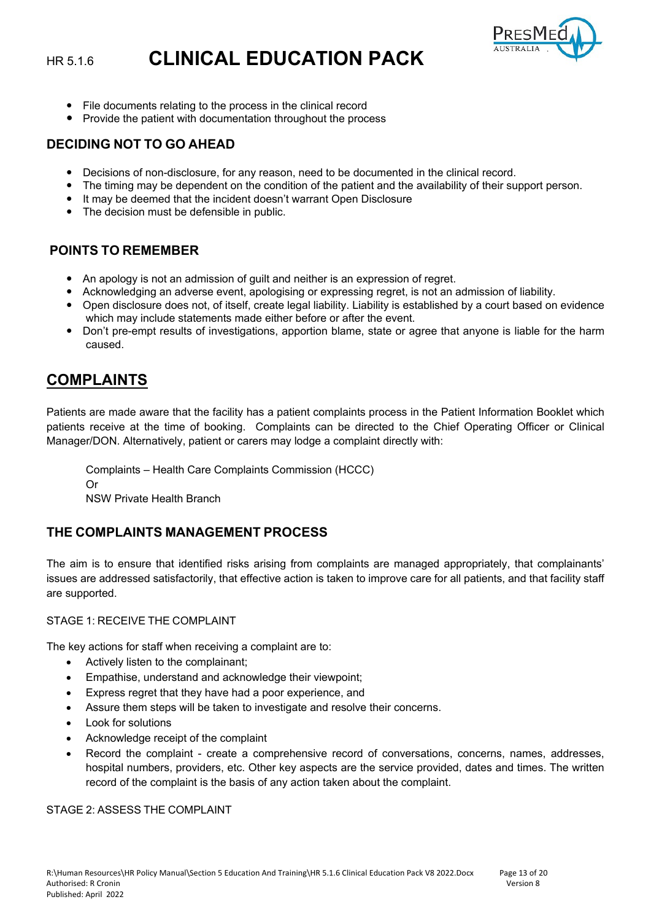- File documents relating to the process in the clinical record
- Provide the patient with documentation throughout the process

### DECIDING NOT TO GO AHEAD

- Decisions of non-disclosure, for any reason, need to be documented in the clinical record.
- The timing may be dependent on the condition of the patient and the availability of their support person.
- It may be deemed that the incident doesn't warrant Open Disclosure
- The decision must be defensible in public.

### POINTS TO REMEMBER

- An apology is not an admission of guilt and neither is an expression of regret.
- Acknowledging an adverse event, apologising or expressing regret, is not an admission of liability.
- Open disclosure does not, of itself, create legal liability. Liability is established by a court based on evidence which may include statements made either before or after the event.
- Don't pre-empt results of investigations, apportion blame, state or agree that anyone is liable for the harm caused.

## COMPLAINTS

Patients are made aware that the facility has a patient complaints process in the Patient Information Booklet which patients receive at the time of booking. Complaints can be directed to the Chief Operating Officer or Clinical Manager/DON. Alternatively, patient or carers may lodge a complaint directly with:

Complaints – Health Care Complaints Commission (HCCC)
Or
NSW Private Health Branch

### THE COMPLAINTS MANAGEMENT PROCESS

The aim is to ensure that identified risks arising from complaints are managed appropriately, that complainants' issues are addressed satisfactorily, that effective action is taken to improve care for all patients, and that facility staff are supported.

STAGE 1: RECEIVE THE COMPLAINT

The key actions for staff when receiving a complaint are to:

- Actively listen to the complainant;
- Empathise, understand and acknowledge their viewpoint;
- Express regret that they have had a poor experience, and
- Assure them steps will be taken to investigate and resolve their concerns.
- Look for solutions
- Acknowledge receipt of the complaint
- Record the complaint - create a comprehensive record of conversations, concerns, names, addresses, hospital numbers, providers, etc. Other key aspects are the service provided, dates and times. The written record of the complaint is the basis of any action taken about the complaint.

STAGE 2: ASSESS THE COMPLAINT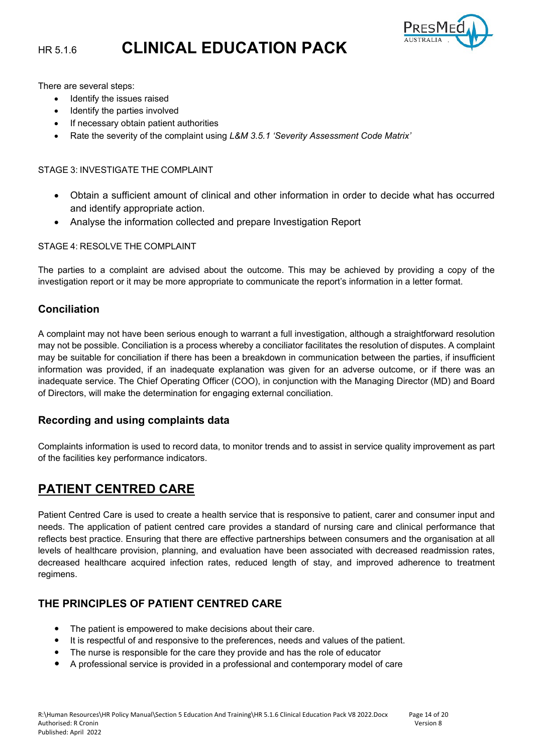There are several steps:

- Identify the issues raised
- Identify the parties involved
- If necessary obtain patient authorities
- Rate the severity of the complaint using *L&M 3.5.1 'Severity Assessment Code Matrix'*

STAGE 3: INVESTIGATE THE COMPLAINT

- Obtain a sufficient amount of clinical and other information in order to decide what has occurred and identify appropriate action.
- Analyse the information collected and prepare Investigation Report

STAGE 4: RESOLVE THE COMPLAINT

The parties to a complaint are advised about the outcome. This may be achieved by providing a copy of the investigation report or it may be more appropriate to communicate the report's information in a letter format.

### Conciliation

A complaint may not have been serious enough to warrant a full investigation, although a straightforward resolution may not be possible. Conciliation is a process whereby a conciliator facilitates the resolution of disputes. A complaint may be suitable for conciliation if there has been a breakdown in communication between the parties, if insufficient information was provided, if an inadequate explanation was given for an adverse outcome, or if there was an inadequate service. The Chief Operating Officer (COO), in conjunction with the Managing Director (MD) and Board of Directors, will make the determination for engaging external conciliation.

### Recording and using complaints data

Complaints information is used to record data, to monitor trends and to assist in service quality improvement as part of the facilities key performance indicators.

## PATIENT CENTRED CARE

Patient Centred Care is used to create a health service that is responsive to patient, carer and consumer input and needs. The application of patient centred care provides a standard of nursing care and clinical performance that reflects best practice. Ensuring that there are effective partnerships between consumers and the organisation at all levels of healthcare provision, planning, and evaluation have been associated with decreased readmission rates, decreased healthcare acquired infection rates, reduced length of stay, and improved adherence to treatment regimens.

### THE PRINCIPLES OF PATIENT CENTRED CARE

- The patient is empowered to make decisions about their care.
- It is respectful of and responsive to the preferences, needs and values of the patient.
- The nurse is responsible for the care they provide and has the role of educator
- A professional service is provided in a professional and contemporary model of care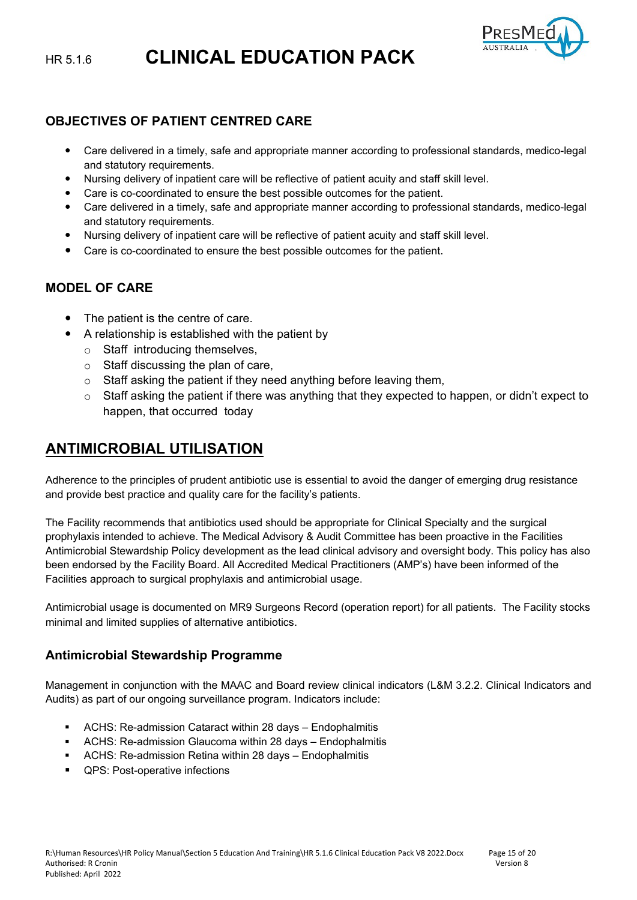## OBJECTIVES OF PATIENT CENTRED CARE

- Care delivered in a timely, safe and appropriate manner according to professional standards, medico-legal and statutory requirements.
- Nursing delivery of inpatient care will be reflective of patient acuity and staff skill level.
- Care is co-coordinated to ensure the best possible outcomes for the patient.
- Care delivered in a timely, safe and appropriate manner according to professional standards, medico-legal and statutory requirements.
- Nursing delivery of inpatient care will be reflective of patient acuity and staff skill level.
- Care is co-coordinated to ensure the best possible outcomes for the patient.

## MODEL OF CARE

- The patient is the centre of care.
- A relationship is established with the patient by
  - Staff introducing themselves,
  - Staff discussing the plan of care,
  - Staff asking the patient if they need anything before leaving them,
  - Staff asking the patient if there was anything that they expected to happen, or didn't expect to happen, that occurred today

# ANTIMICROBIAL UTILISATION

Adherence to the principles of prudent antibiotic use is essential to avoid the danger of emerging drug resistance and provide best practice and quality care for the facility's patients.

The Facility recommends that antibiotics used should be appropriate for Clinical Specialty and the surgical prophylaxis intended to achieve. The Medical Advisory & Audit Committee has been proactive in the Facilities Antimicrobial Stewardship Policy development as the lead clinical advisory and oversight body. This policy has also been endorsed by the Facility Board. All Accredited Medical Practitioners (AMP's) have been informed of the Facilities approach to surgical prophylaxis and antimicrobial usage.

Antimicrobial usage is documented on MR9 Surgeons Record (operation report) for all patients. The Facility stocks minimal and limited supplies of alternative antibiotics.

### Antimicrobial Stewardship Programme

Management in conjunction with the MAAC and Board review clinical indicators (L&M 3.2.2. Clinical Indicators and Audits) as part of our ongoing surveillance program. Indicators include:

- ACHS: Re-admission Cataract within 28 days – Endophalmitis
- ACHS: Re-admission Glaucoma within 28 days – Endophalmitis
- ACHS: Re-admission Retina within 28 days – Endophalmitis
- QPS: Post-operative infections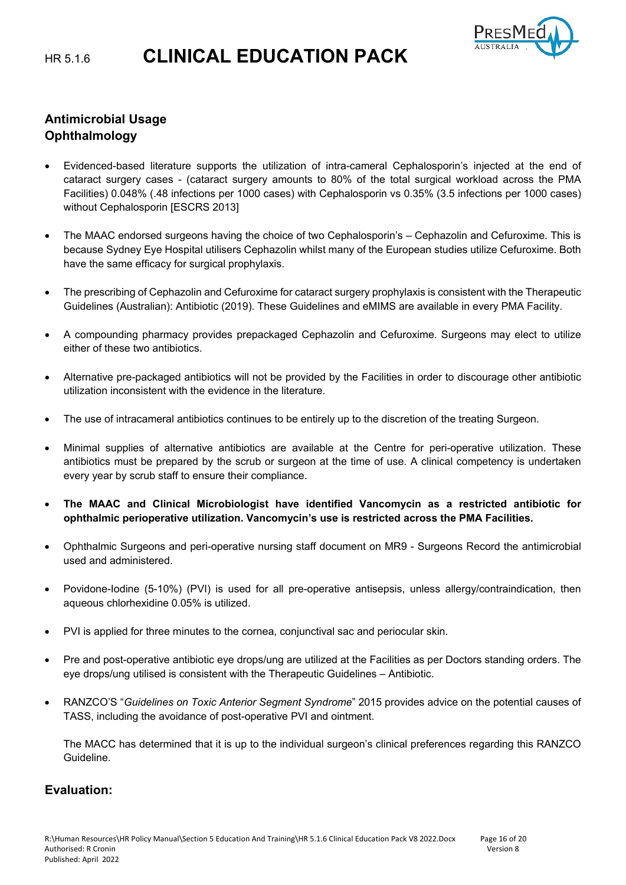## Antimicrobial Usage
## Ophthalmology

- Evidenced-based literature supports the utilization of intra-cameral Cephalosporin's injected at the end of cataract surgery cases - (cataract surgery amounts to 80% of the total surgical workload across the PMA Facilities) 0.048% (.48 infections per 1000 cases) with Cephalosporin vs 0.35% (3.5 infections per 1000 cases) without Cephalosporin [ESCRS 2013]

- The MAAC endorsed surgeons having the choice of two Cephalosporin's – Cephazolin and Cefuroxime. This is because Sydney Eye Hospital utilisers Cephazolin whilst many of the European studies utilize Cefuroxime. Both have the same efficacy for surgical prophylaxis.

- The prescribing of Cephazolin and Cefuroxime for cataract surgery prophylaxis is consistent with the Therapeutic Guidelines (Australian): Antibiotic (2019). These Guidelines and eMIMS are available in every PMA Facility.

- A compounding pharmacy provides prepackaged Cephazolin and Cefuroxime. Surgeons may elect to utilize either of these two antibiotics.

- Alternative pre-packaged antibiotics will not be provided by the Facilities in order to discourage other antibiotic utilization inconsistent with the evidence in the literature.

- The use of intracameral antibiotics continues to be entirely up to the discretion of the treating Surgeon.

- Minimal supplies of alternative antibiotics are available at the Centre for peri-operative utilization. These antibiotics must be prepared by the scrub or surgeon at the time of use. A clinical competency is undertaken every year by scrub staff to ensure their compliance.

- **The MAAC and Clinical Microbiologist have identified Vancomycin as a restricted antibiotic for ophthalmic perioperative utilization. Vancomycin's use is restricted across the PMA Facilities.**

- Ophthalmic Surgeons and peri-operative nursing staff document on MR9 - Surgeons Record the antimicrobial used and administered.

- Povidone-Iodine (5-10%) (PVI) is used for all pre-operative antisepsis, unless allergy/contraindication, then aqueous chlorhexidine 0.05% is utilized.

- PVI is applied for three minutes to the cornea, conjunctival sac and periocular skin.

- Pre and post-operative antibiotic eye drops/ung are utilized at the Facilities as per Doctors standing orders. The eye drops/ung utilised is consistent with the Therapeutic Guidelines – Antibiotic.

- RANZCO'S "*Guidelines on Toxic Anterior Segment Syndrome*" 2015 provides advice on the potential causes of TASS, including the avoidance of post-operative PVI and ointment.

  The MACC has determined that it is up to the individual surgeon's clinical preferences regarding this RANZCO Guideline.

## Evaluation: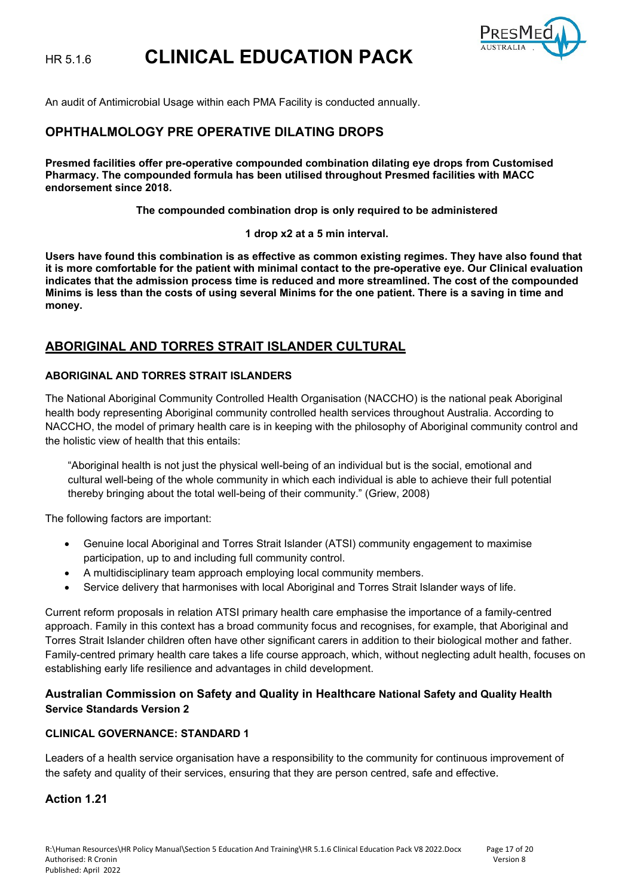An audit of Antimicrobial Usage within each PMA Facility is conducted annually.

## OPHTHALMOLOGY PRE OPERATIVE DILATING DROPS

**Presmed facilities offer pre-operative compounded combination dilating eye drops from Customised Pharmacy. The compounded formula has been utilised throughout Presmed facilities with MACC endorsement since 2018.**

**The compounded combination drop is only required to be administered**

**1 drop x2 at a 5 min interval.**

**Users have found this combination is as effective as common existing regimes. They have also found that it is more comfortable for the patient with minimal contact to the pre-operative eye. Our Clinical evaluation indicates that the admission process time is reduced and more streamlined. The cost of the compounded Minims is less than the costs of using several Minims for the one patient. There is a saving in time and money.**

## ABORIGINAL AND TORRES STRAIT ISLANDER CULTURAL

### ABORIGINAL AND TORRES STRAIT ISLANDERS

The National Aboriginal Community Controlled Health Organisation (NACCHO) is the national peak Aboriginal health body representing Aboriginal community controlled health services throughout Australia. According to NACCHO, the model of primary health care is in keeping with the philosophy of Aboriginal community control and the holistic view of health that this entails:

> "Aboriginal health is not just the physical well-being of an individual but is the social, emotional and cultural well-being of the whole community in which each individual is able to achieve their full potential thereby bringing about the total well-being of their community." (Griew, 2008)

The following factors are important:

- Genuine local Aboriginal and Torres Strait Islander (ATSI) community engagement to maximise participation, up to and including full community control.
- A multidisciplinary team approach employing local community members.
- Service delivery that harmonises with local Aboriginal and Torres Strait Islander ways of life.

Current reform proposals in relation ATSI primary health care emphasise the importance of a family-centred approach. Family in this context has a broad community focus and recognises, for example, that Aboriginal and Torres Strait Islander children often have other significant carers in addition to their biological mother and father. Family-centred primary health care takes a life course approach, which, without neglecting adult health, focuses on establishing early life resilience and advantages in child development.

### Australian Commission on Safety and Quality in Healthcare National Safety and Quality Health Service Standards Version 2

#### CLINICAL GOVERNANCE: STANDARD 1

Leaders of a health service organisation have a responsibility to the community for continuous improvement of the safety and quality of their services, ensuring that they are person centred, safe and effective.

### Action 1.21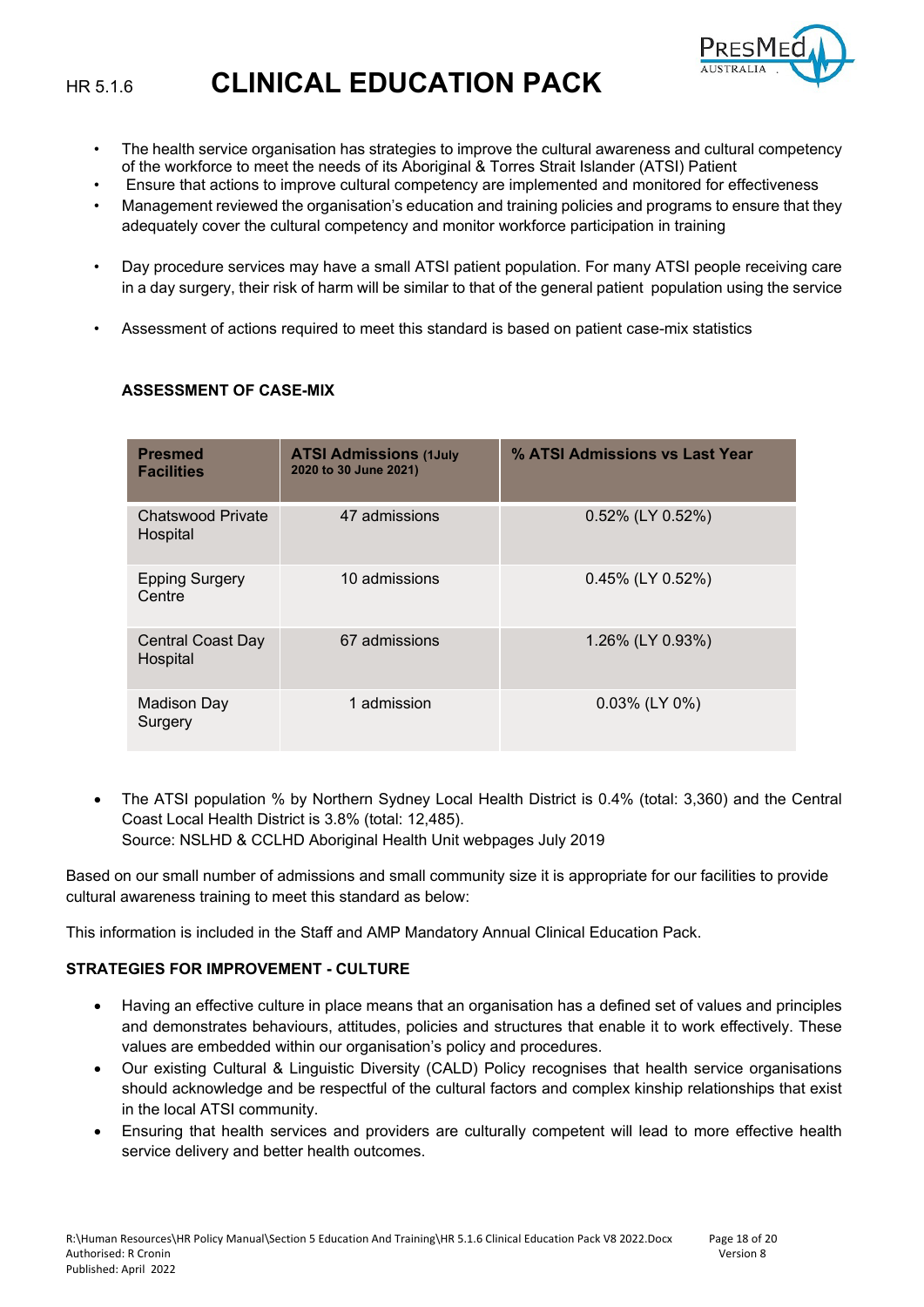- The health service organisation has strategies to improve the cultural awareness and cultural competency of the workforce to meet the needs of its Aboriginal & Torres Strait Islander (ATSI) Patient
- Ensure that actions to improve cultural competency are implemented and monitored for effectiveness
- Management reviewed the organisation's education and training policies and programs to ensure that they adequately cover the cultural competency and monitor workforce participation in training
- Day procedure services may have a small ATSI patient population. For many ATSI people receiving care in a day surgery, their risk of harm will be similar to that of the general patient population using the service
- Assessment of actions required to meet this standard is based on patient case-mix statistics

**ASSESSMENT OF CASE-MIX**

| Presmed Facilities | ATSI Admissions (1July 2020 to 30 June 2021) | % ATSI Admissions vs Last Year |
|---|---|---|
| Chatswood Private Hospital | 47 admissions | 0.52% (LY 0.52%) |
| Epping Surgery Centre | 10 admissions | 0.45% (LY 0.52%) |
| Central Coast Day Hospital | 67 admissions | 1.26% (LY 0.93%) |
| Madison Day Surgery | 1 admission | 0.03% (LY 0%) |

- The ATSI population % by Northern Sydney Local Health District is 0.4% (total: 3,360) and the Central Coast Local Health District is 3.8% (total: 12,485).
  Source: NSLHD & CCLHD Aboriginal Health Unit webpages July 2019

Based on our small number of admissions and small community size it is appropriate for our facilities to provide cultural awareness training to meet this standard as below:

This information is included in the Staff and AMP Mandatory Annual Clinical Education Pack.

**STRATEGIES FOR IMPROVEMENT - CULTURE**

- Having an effective culture in place means that an organisation has a defined set of values and principles and demonstrates behaviours, attitudes, policies and structures that enable it to work effectively. These values are embedded within our organisation's policy and procedures.
- Our existing Cultural & Linguistic Diversity (CALD) Policy recognises that health service organisations should acknowledge and be respectful of the cultural factors and complex kinship relationships that exist in the local ATSI community.
- Ensuring that health services and providers are culturally competent will lead to more effective health service delivery and better health outcomes.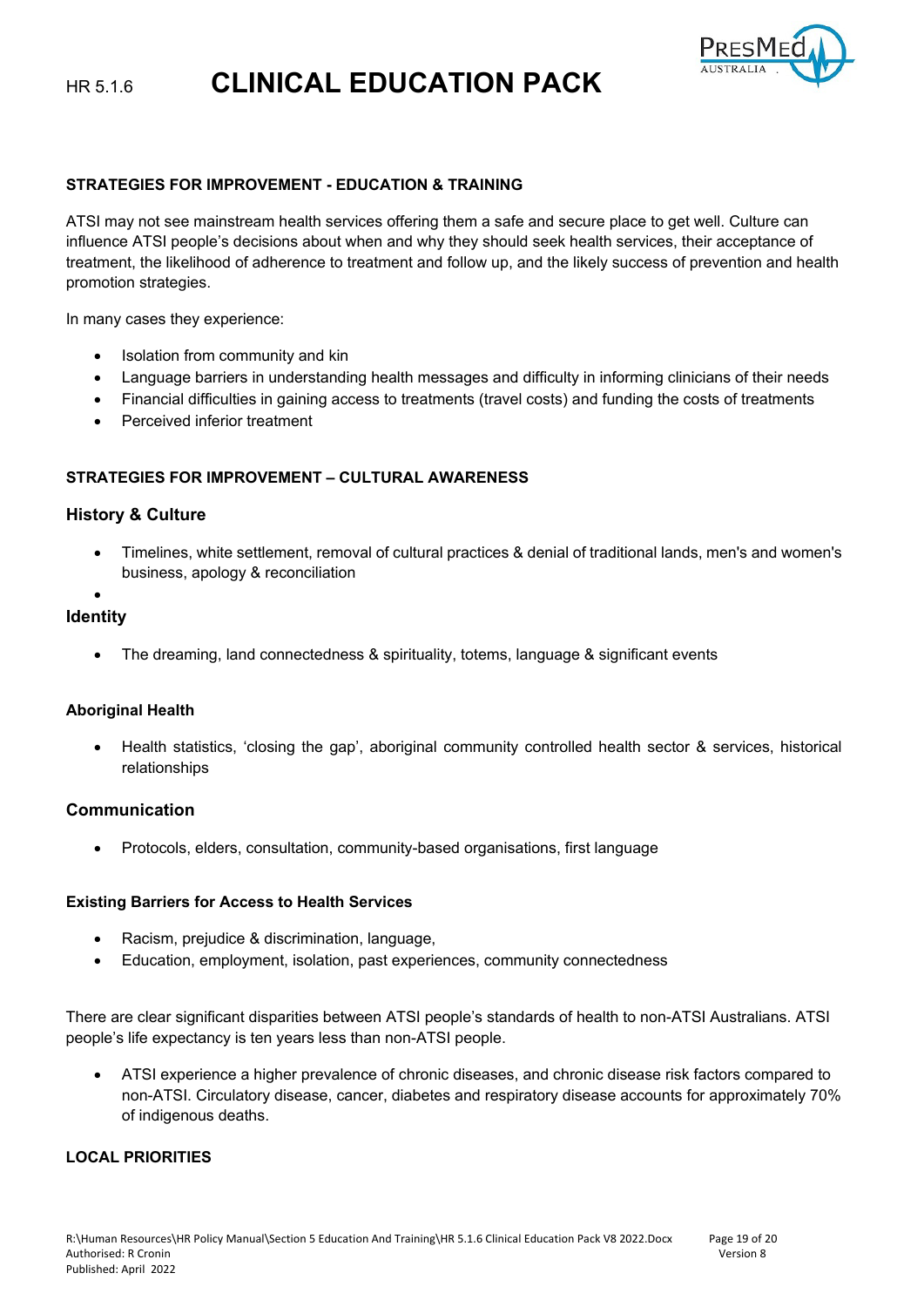**STRATEGIES FOR IMPROVEMENT - EDUCATION & TRAINING**

ATSI may not see mainstream health services offering them a safe and secure place to get well. Culture can influence ATSI people's decisions about when and why they should seek health services, their acceptance of treatment, the likelihood of adherence to treatment and follow up, and the likely success of prevention and health promotion strategies.

In many cases they experience:

- Isolation from community and kin
- Language barriers in understanding health messages and difficulty in informing clinicians of their needs
- Financial difficulties in gaining access to treatments (travel costs) and funding the costs of treatments
- Perceived inferior treatment

**STRATEGIES FOR IMPROVEMENT – CULTURAL AWARENESS**

### History & Culture

- Timelines, white settlement, removal of cultural practices & denial of traditional lands, men's and women's business, apology & reconciliation

### Identity

- The dreaming, land connectedness & spirituality, totems, language & significant events

**Aboriginal Health**

- Health statistics, 'closing the gap', aboriginal community controlled health sector & services, historical relationships

### Communication

- Protocols, elders, consultation, community-based organisations, first language

**Existing Barriers for Access to Health Services**

- Racism, prejudice & discrimination, language,
- Education, employment, isolation, past experiences, community connectedness

There are clear significant disparities between ATSI people's standards of health to non-ATSI Australians. ATSI people's life expectancy is ten years less than non-ATSI people.

- ATSI experience a higher prevalence of chronic diseases, and chronic disease risk factors compared to non-ATSI. Circulatory disease, cancer, diabetes and respiratory disease accounts for approximately 70% of indigenous deaths.

**LOCAL PRIORITIES**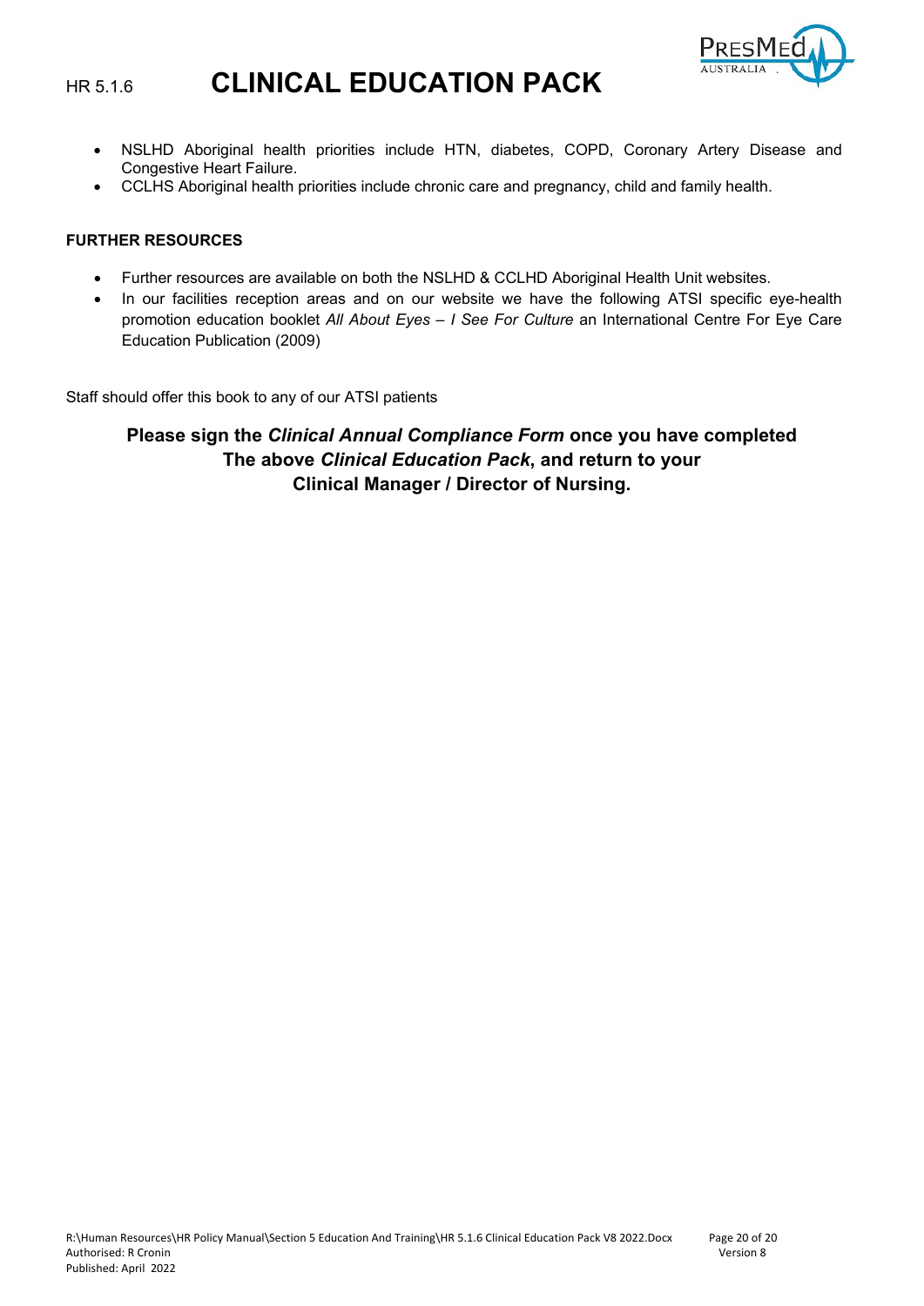- NSLHD Aboriginal health priorities include HTN, diabetes, COPD, Coronary Artery Disease and Congestive Heart Failure.
- CCLHS Aboriginal health priorities include chronic care and pregnancy, child and family health.

**FURTHER RESOURCES**

- Further resources are available on both the NSLHD & CCLHD Aboriginal Health Unit websites.
- In our facilities reception areas and on our website we have the following ATSI specific eye-health promotion education booklet *All About Eyes – I See For Culture* an International Centre For Eye Care Education Publication (2009)

Staff should offer this book to any of our ATSI patients

**Please sign the *Clinical Annual Compliance Form* once you have completed The above *Clinical Education Pack*, and return to your Clinical Manager / Director of Nursing.**